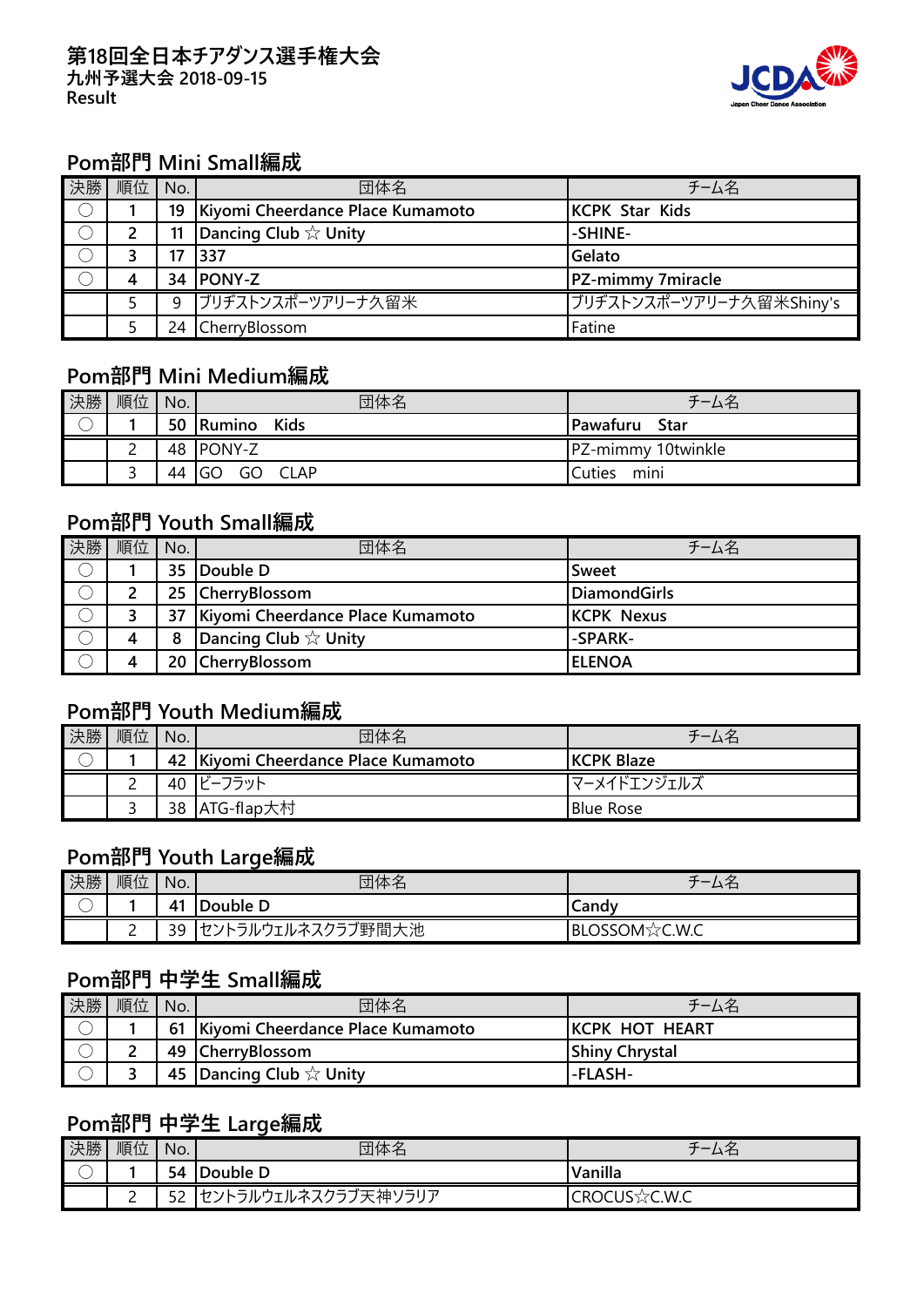# 第18回全日本チアダンス選手権大会

**九州予選大会 2018-09-15**

**Result**

## Pom部門 Mini Small編成

| 決勝 | 順位 | No. | 団体名 | チーム名 |
|---|---|---|---|---|
| 〇 | 1 | 19 | Kiyomi Cheerdance Place Kumamoto | KCPK Star Kids |
| 〇 | 2 | 11 | Dancing Club ☆ Unity | -SHINE- |
| 〇 | 3 | 17 | 337 | Gelato |
| 〇 | 4 | 34 | PONY-Z | PZ-mimmy 7miracle |
|  | 5 | 9 | ブリヂストンスポーツアリーナ久留米 | ブリヂストンスポーツアリーナ久留米Shiny's |
|  | 5 | 24 | CherryBlossom | Fatine |

## Pom部門 Mini Medium編成

| 決勝 | 順位 | No. | 団体名 | チーム名 |
|---|---|---|---|---|
| 〇 | 1 | 50 | Rumino Kids | Pawafuru Star |
|  | 2 | 48 | PONY-Z | PZ-mimmy 10twinkle |
|  | 3 | 44 | GO GO CLAP | Cuties mini |

## Pom部門 Youth Small編成

| 決勝 | 順位 | No. | 団体名 | チーム名 |
|---|---|---|---|---|
| 〇 | 1 | 35 | Double D | Sweet |
| 〇 | 2 | 25 | CherryBlossom | DiamondGirls |
| 〇 | 3 | 37 | Kiyomi Cheerdance Place Kumamoto | KCPK Nexus |
| 〇 | 4 | 8 | Dancing Club ☆ Unity | -SPARK- |
| 〇 | 4 | 20 | CherryBlossom | ELENOA |

## Pom部門 Youth Medium編成

| 決勝 | 順位 | No. | 団体名 | チーム名 |
|---|---|---|---|---|
| 〇 | 1 | 42 | Kiyomi Cheerdance Place Kumamoto | KCPK Blaze |
|  | 2 | 40 | ビーフラット | マーメイドエンジェルズ |
|  | 3 | 38 | ATG-flap大村 | Blue Rose |

## Pom部門 Youth Large編成

| 決勝 | 順位 | No. | 団体名 | チーム名 |
|---|---|---|---|---|
| 〇 | 1 | 41 | Double D | Candy |
|  | 2 | 39 | セントラルウェルネスクラブ野間大池 | BLOSSOM☆C.W.C |

## Pom部門 中学生 Small編成

| 決勝 | 順位 | No. | 団体名 | チーム名 |
|---|---|---|---|---|
| 〇 | 1 | 61 | Kiyomi Cheerdance Place Kumamoto | KCPK HOT HEART |
| 〇 | 2 | 49 | CherryBlossom | Shiny Chrystal |
| 〇 | 3 | 45 | Dancing Club ☆ Unity | -FLASH- |

## Pom部門 中学生 Large編成

| 決勝 | 順位 | No. | 団体名 | チーム名 |
|---|---|---|---|---|
| 〇 | 1 | 54 | Double D | Vanilla |
|  | 2 | 52 | セントラルウェルネスクラブ天神ソラリア | CROCUS☆C.W.C |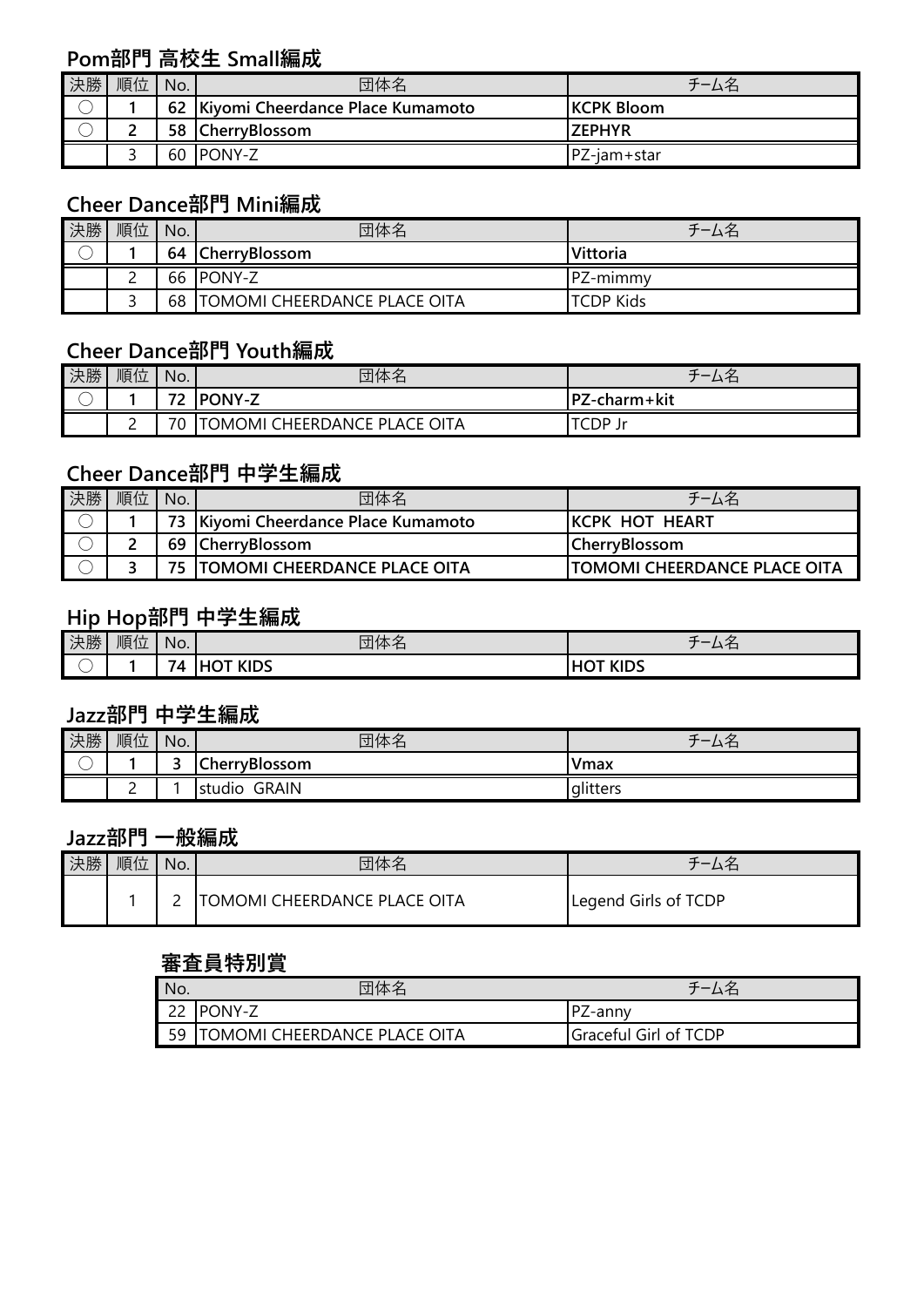## Pom部門 高校生 Small編成

| 決勝 | 順位 | No. | 団体名 | チーム名 |
|---|---|---|---|---|
| ○ | **1** | **62** | **Kiyomi Cheerdance Place Kumamoto** | **KCPK Bloom** |
| ○ | **2** | **58** | **CherryBlossom** | **ZEPHYR** |
| | 3 | 60 | PONY-Z | PZ-jam+star |

## Cheer Dance部門 Mini編成

| 決勝 | 順位 | No. | 団体名 | チーム名 |
|---|---|---|---|---|
| ○ | **1** | **64** | **CherryBlossom** | **Vittoria** |
| | 2 | 66 | PONY-Z | PZ-mimmy |
| | 3 | 68 | TOMOMI CHEERDANCE PLACE OITA | TCDP Kids |

## Cheer Dance部門 Youth編成

| 決勝 | 順位 | No. | 団体名 | チーム名 |
|---|---|---|---|---|
| ○ | **1** | **72** | **PONY-Z** | **PZ-charm+kit** |
| | 2 | 70 | TOMOMI CHEERDANCE PLACE OITA | TCDP Jr |

## Cheer Dance部門 中学生編成

| 決勝 | 順位 | No. | 団体名 | チーム名 |
|---|---|---|---|---|
| ○ | **1** | **73** | **Kiyomi Cheerdance Place Kumamoto** | **KCPK HOT HEART** |
| ○ | **2** | **69** | **CherryBlossom** | **CherryBlossom** |
| ○ | **3** | **75** | **TOMOMI CHEERDANCE PLACE OITA** | **TOMOMI CHEERDANCE PLACE OITA** |

## Hip Hop部門 中学生編成

| 決勝 | 順位 | No. | 団体名 | チーム名 |
|---|---|---|---|---|
| ○ | **1** | **74** | **HOT KIDS** | **HOT KIDS** |

## Jazz部門 中学生編成

| 決勝 | 順位 | No. | 団体名 | チーム名 |
|---|---|---|---|---|
| ○ | **1** | **3** | **CherryBlossom** | **Vmax** |
| | 2 | 1 | studio GRAIN | glitters |

## Jazz部門 一般編成

| 決勝 | 順位 | No. | 団体名 | チーム名 |
|---|---|---|---|---|
| | 1 | 2 | TOMOMI CHEERDANCE PLACE OITA | Legend Girls of TCDP |

## 審査員特別賞

| No. | 団体名 | チーム名 |
|---|---|---|
| 22 | PONY-Z | PZ-anny |
| 59 | TOMOMI CHEERDANCE PLACE OITA | Graceful Girl of TCDP |